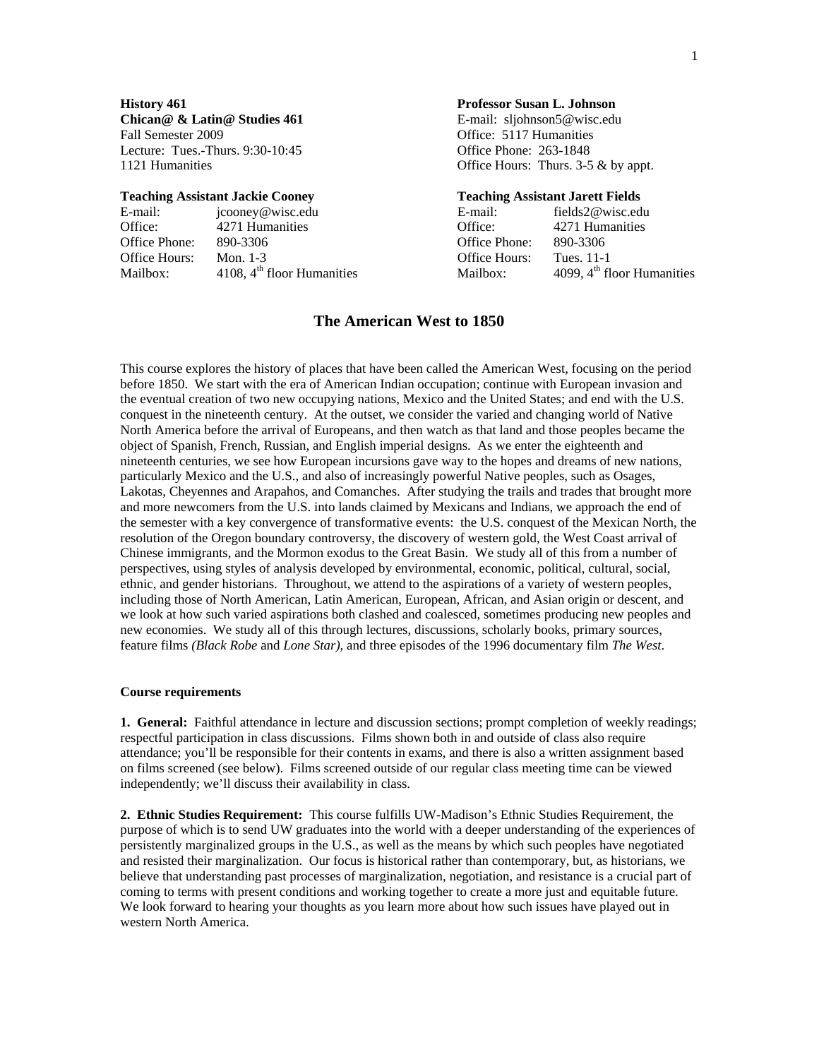**History 461**
**Chican@ & Latin@ Studies 461**
Fall Semester 2009
Lecture: Tues.-Thurs. 9:30-10:45
1121 Humanities

**Professor Susan L. Johnson**
E-mail: sljohnson5@wisc.edu
Office: 5117 Humanities
Office Phone: 263-1848
Office Hours: Thurs. 3-5 & by appt.

**Teaching Assistant Jackie Cooney**

| | |
|---|---|
| E-mail: | jcooney@wisc.edu |
| Office: | 4271 Humanities |
| Office Phone: | 890-3306 |
| Office Hours: | Mon. 1-3 |
| Mailbox: | 4108, 4th floor Humanities |

**Teaching Assistant Jarett Fields**

| | |
|---|---|
| E-mail: | fields2@wisc.edu |
| Office: | 4271 Humanities |
| Office Phone: | 890-3306 |
| Office Hours: | Tues. 11-1 |
| Mailbox: | 4099, 4th floor Humanities |

# The American West to 1850

This course explores the history of places that have been called the American West, focusing on the period before 1850. We start with the era of American Indian occupation; continue with European invasion and the eventual creation of two new occupying nations, Mexico and the United States; and end with the U.S. conquest in the nineteenth century. At the outset, we consider the varied and changing world of Native North America before the arrival of Europeans, and then watch as that land and those peoples became the object of Spanish, French, Russian, and English imperial designs. As we enter the eighteenth and nineteenth centuries, we see how European incursions gave way to the hopes and dreams of new nations, particularly Mexico and the U.S., and also of increasingly powerful Native peoples, such as Osages, Lakotas, Cheyennes and Arapahos, and Comanches. After studying the trails and trades that brought more and more newcomers from the U.S. into lands claimed by Mexicans and Indians, we approach the end of the semester with a key convergence of transformative events: the U.S. conquest of the Mexican North, the resolution of the Oregon boundary controversy, the discovery of western gold, the West Coast arrival of Chinese immigrants, and the Mormon exodus to the Great Basin. We study all of this from a number of perspectives, using styles of analysis developed by environmental, economic, political, cultural, social, ethnic, and gender historians. Throughout, we attend to the aspirations of a variety of western peoples, including those of North American, Latin American, European, African, and Asian origin or descent, and we look at how such varied aspirations both clashed and coalesced, sometimes producing new peoples and new economies. We study all of this through lectures, discussions, scholarly books, primary sources, feature films *(Black Robe* and *Lone Star),* and three episodes of the 1996 documentary film *The West*.

## Course requirements

**1. General:** Faithful attendance in lecture and discussion sections; prompt completion of weekly readings; respectful participation in class discussions. Films shown both in and outside of class also require attendance; you'll be responsible for their contents in exams, and there is also a written assignment based on films screened (see below). Films screened outside of our regular class meeting time can be viewed independently; we'll discuss their availability in class.

**2. Ethnic Studies Requirement:** This course fulfills UW-Madison's Ethnic Studies Requirement, the purpose of which is to send UW graduates into the world with a deeper understanding of the experiences of persistently marginalized groups in the U.S., as well as the means by which such peoples have negotiated and resisted their marginalization. Our focus is historical rather than contemporary, but, as historians, we believe that understanding past processes of marginalization, negotiation, and resistance is a crucial part of coming to terms with present conditions and working together to create a more just and equitable future. We look forward to hearing your thoughts as you learn more about how such issues have played out in western North America.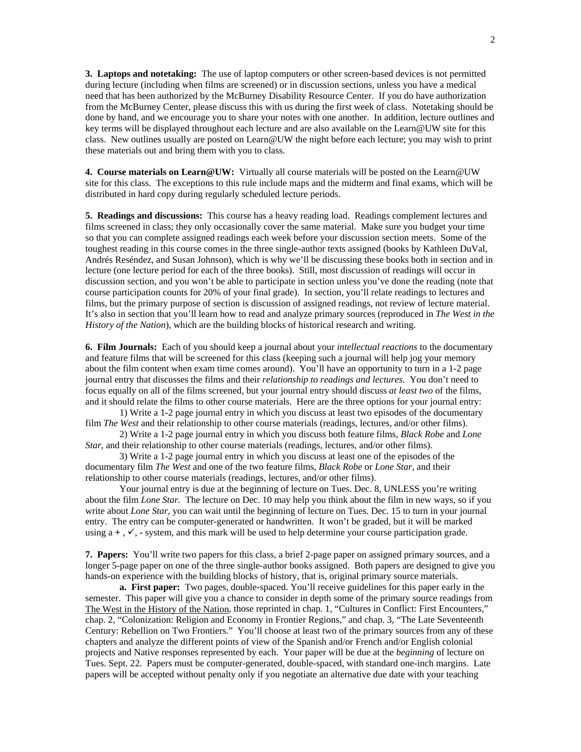**3. Laptops and notetaking:** The use of laptop computers or other screen-based devices is not permitted during lecture (including when films are screened) or in discussion sections, unless you have a medical need that has been authorized by the McBurney Disability Resource Center. If you do have authorization from the McBurney Center, please discuss this with us during the first week of class. Notetaking should be done by hand, and we encourage you to share your notes with one another. In addition, lecture outlines and key terms will be displayed throughout each lecture and are also available on the Learn@UW site for this class. New outlines usually are posted on Learn@UW the night before each lecture; you may wish to print these materials out and bring them with you to class.

**4. Course materials on Learn@UW:** Virtually all course materials will be posted on the Learn@UW site for this class. The exceptions to this rule include maps and the midterm and final exams, which will be distributed in hard copy during regularly scheduled lecture periods.

**5. Readings and discussions:** This course has a heavy reading load. Readings complement lectures and films screened in class; they only occasionally cover the same material. Make sure you budget your time so that you can complete assigned readings each week before your discussion section meets. Some of the toughest reading in this course comes in the three single-author texts assigned (books by Kathleen DuVal, Andrés Reséndez, and Susan Johnson), which is why we'll be discussing these books both in section and in lecture (one lecture period for each of the three books). Still, most discussion of readings will occur in discussion section, and you won't be able to participate in section unless you've done the reading (note that course participation counts for 20% of your final grade). In section, you'll relate readings to lectures and films, but the primary purpose of section is discussion of assigned readings, not review of lecture material. It's also in section that you'll learn how to read and analyze primary sources (reproduced in *The West in the History of the Nation*), which are the building blocks of historical research and writing.

**6. Film Journals:** Each of you should keep a journal about your *intellectual reactions* to the documentary and feature films that will be screened for this class (keeping such a journal will help jog your memory about the film content when exam time comes around). You'll have an opportunity to turn in a 1-2 page journal entry that discusses the films and their *relationship to readings and lectures*. You don't need to focus equally on all of the films screened, but your journal entry should discuss *at least two* of the films, and it should relate the films to other course materials. Here are the three options for your journal entry:

1) Write a 1-2 page journal entry in which you discuss at least two episodes of the documentary film *The West* and their relationship to other course materials (readings, lectures, and/or other films).

2) Write a 1-2 page journal entry in which you discuss both feature films, *Black Robe* and *Lone Star*, and their relationship to other course materials (readings, lectures, and/or other films).

3) Write a 1-2 page journal entry in which you discuss at least one of the episodes of the documentary film *The West* and one of the two feature films, *Black Robe* or *Lone Star*, and their relationship to other course materials (readings, lectures, and/or other films).

Your journal entry is due at the beginning of lecture on Tues. Dec. 8, UNLESS you're writing about the film *Lone Star.* The lecture on Dec. 10 may help you think about the film in new ways, so if you write about *Lone Star*, you can wait until the beginning of lecture on Tues. Dec. 15 to turn in your journal entry. The entry can be computer-generated or handwritten. It won't be graded, but it will be marked using a + , ✓, - system, and this mark will be used to help determine your course participation grade.

**7. Papers:** You'll write two papers for this class, a brief 2-page paper on assigned primary sources, and a longer 5-page paper on one of the three single-author books assigned. Both papers are designed to give you hands-on experience with the building blocks of history, that is, original primary source materials.

**a. First paper:** Two pages, double-spaced. You'll receive guidelines for this paper early in the semester. This paper will give you a chance to consider in depth some of the primary source readings from The West in the History of the Nation, those reprinted in chap. 1, "Cultures in Conflict: First Encounters," chap. 2, "Colonization: Religion and Economy in Frontier Regions," and chap. 3, "The Late Seventeenth Century: Rebellion on Two Frontiers." You'll choose at least two of the primary sources from any of these chapters and analyze the different points of view of the Spanish and/or French and/or English colonial projects and Native responses represented by each. Your paper will be due at the *beginning* of lecture on Tues. Sept. 22. Papers must be computer-generated, double-spaced, with standard one-inch margins. Late papers will be accepted without penalty only if you negotiate an alternative due date with your teaching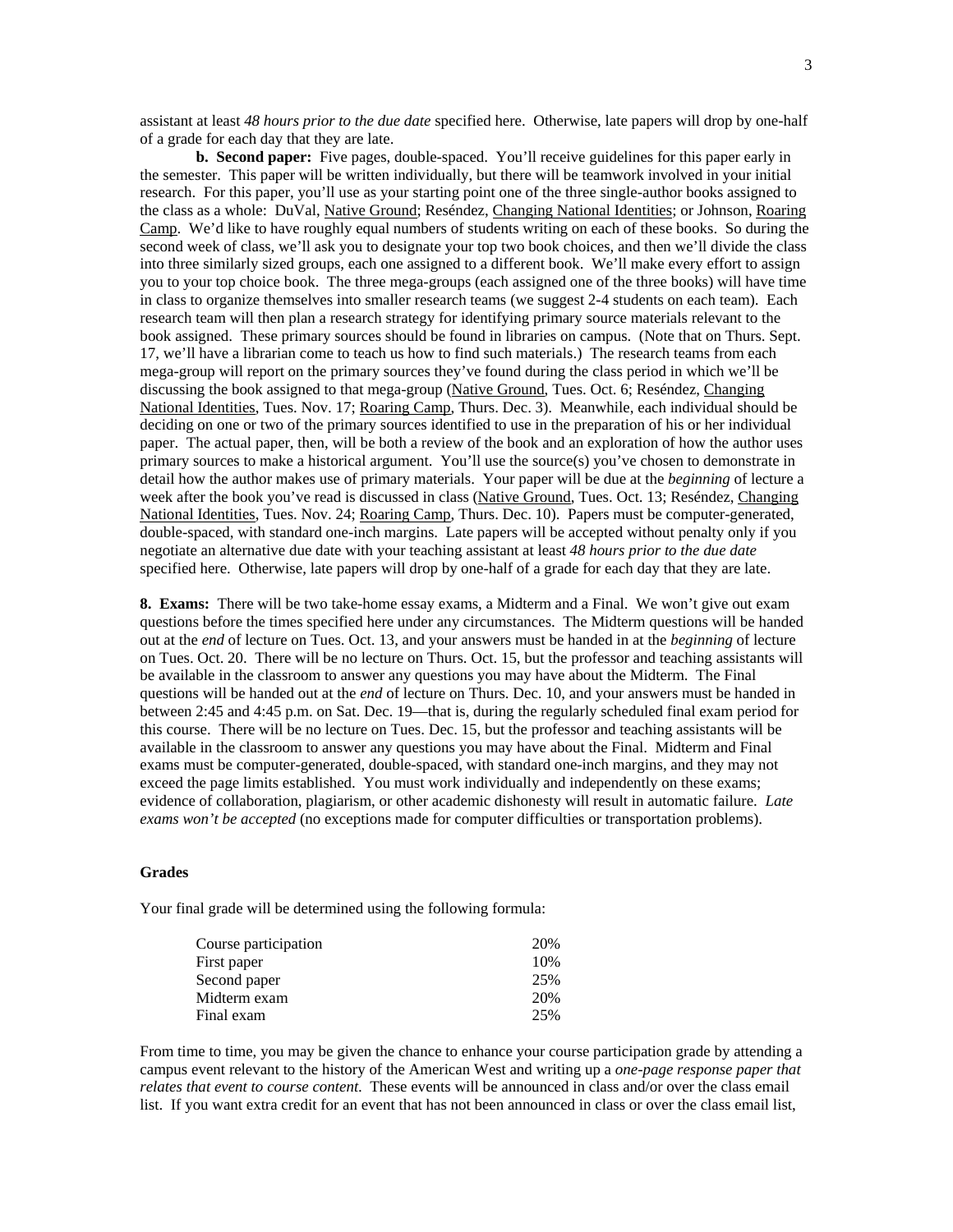assistant at least *48 hours prior to the due date* specified here. Otherwise, late papers will drop by one-half of a grade for each day that they are late.

**b. Second paper:** Five pages, double-spaced. You'll receive guidelines for this paper early in the semester. This paper will be written individually, but there will be teamwork involved in your initial research. For this paper, you'll use as your starting point one of the three single-author books assigned to the class as a whole: DuVal, Native Ground; Reséndez, Changing National Identities; or Johnson, Roaring Camp. We'd like to have roughly equal numbers of students writing on each of these books. So during the second week of class, we'll ask you to designate your top two book choices, and then we'll divide the class into three similarly sized groups, each one assigned to a different book. We'll make every effort to assign you to your top choice book. The three mega-groups (each assigned one of the three books) will have time in class to organize themselves into smaller research teams (we suggest 2-4 students on each team). Each research team will then plan a research strategy for identifying primary source materials relevant to the book assigned. These primary sources should be found in libraries on campus. (Note that on Thurs. Sept. 17, we'll have a librarian come to teach us how to find such materials.) The research teams from each mega-group will report on the primary sources they've found during the class period in which we'll be discussing the book assigned to that mega-group (Native Ground, Tues. Oct. 6; Reséndez, Changing National Identities, Tues. Nov. 17; Roaring Camp, Thurs. Dec. 3). Meanwhile, each individual should be deciding on one or two of the primary sources identified to use in the preparation of his or her individual paper. The actual paper, then, will be both a review of the book and an exploration of how the author uses primary sources to make a historical argument. You'll use the source(s) you've chosen to demonstrate in detail how the author makes use of primary materials. Your paper will be due at the *beginning* of lecture a week after the book you've read is discussed in class (Native Ground, Tues. Oct. 13; Reséndez, Changing National Identities, Tues. Nov. 24; Roaring Camp, Thurs. Dec. 10). Papers must be computer-generated, double-spaced, with standard one-inch margins. Late papers will be accepted without penalty only if you negotiate an alternative due date with your teaching assistant at least *48 hours prior to the due date* specified here. Otherwise, late papers will drop by one-half of a grade for each day that they are late.

**8. Exams:** There will be two take-home essay exams, a Midterm and a Final. We won't give out exam questions before the times specified here under any circumstances. The Midterm questions will be handed out at the *end* of lecture on Tues. Oct. 13, and your answers must be handed in at the *beginning* of lecture on Tues. Oct. 20. There will be no lecture on Thurs. Oct. 15, but the professor and teaching assistants will be available in the classroom to answer any questions you may have about the Midterm. The Final questions will be handed out at the *end* of lecture on Thurs. Dec. 10, and your answers must be handed in between 2:45 and 4:45 p.m. on Sat. Dec. 19—that is, during the regularly scheduled final exam period for this course. There will be no lecture on Tues. Dec. 15, but the professor and teaching assistants will be available in the classroom to answer any questions you may have about the Final. Midterm and Final exams must be computer-generated, double-spaced, with standard one-inch margins, and they may not exceed the page limits established. You must work individually and independently on these exams; evidence of collaboration, plagiarism, or other academic dishonesty will result in automatic failure. *Late exams won't be accepted* (no exceptions made for computer difficulties or transportation problems).

## Grades

Your final grade will be determined using the following formula:

| | |
|---|---|
| Course participation | 20% |
| First paper | 10% |
| Second paper | 25% |
| Midterm exam | 20% |
| Final exam | 25% |

From time to time, you may be given the chance to enhance your course participation grade by attending a campus event relevant to the history of the American West and writing up a *one-page response paper that relates that event to course content.* These events will be announced in class and/or over the class email list. If you want extra credit for an event that has not been announced in class or over the class email list,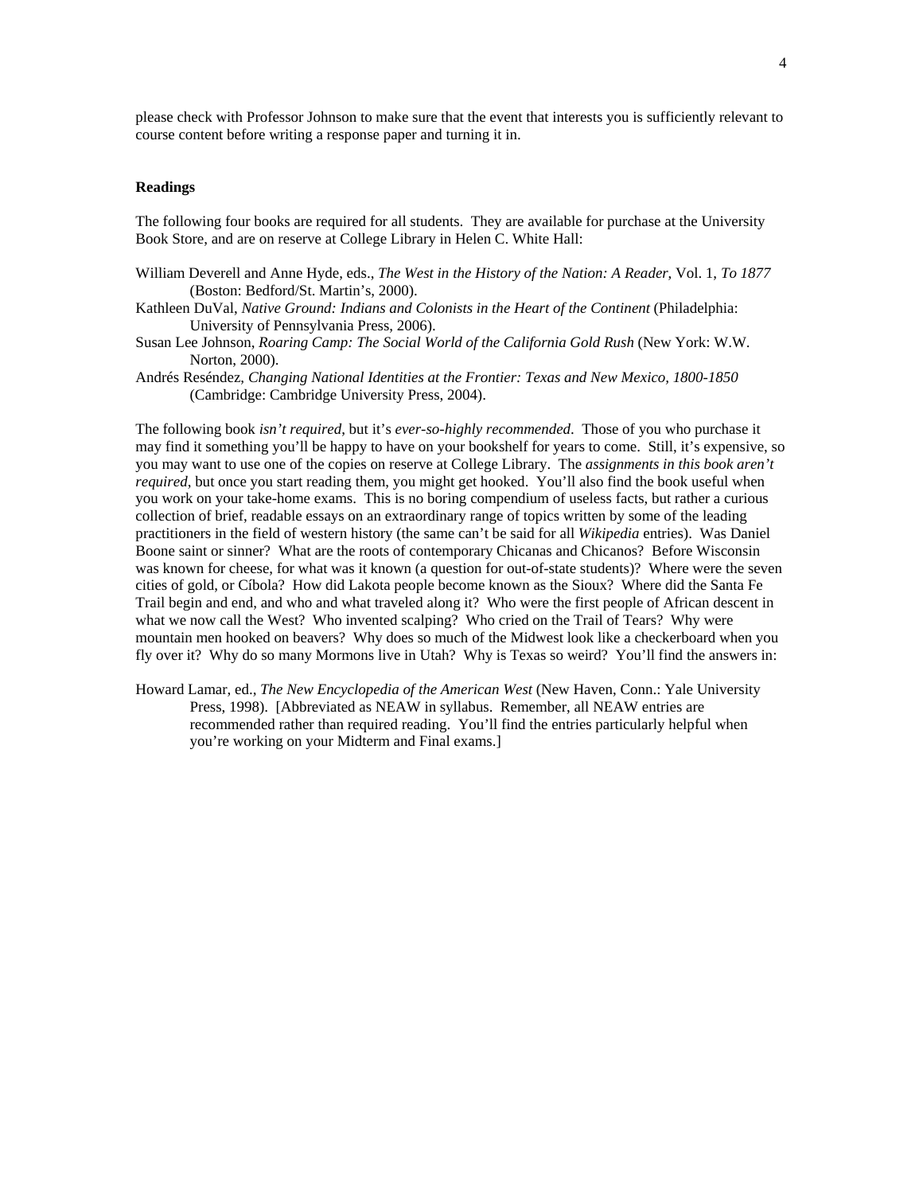please check with Professor Johnson to make sure that the event that interests you is sufficiently relevant to course content before writing a response paper and turning it in.

**Readings**

The following four books are required for all students. They are available for purchase at the University Book Store, and are on reserve at College Library in Helen C. White Hall:

William Deverell and Anne Hyde, eds., *The West in the History of the Nation: A Reader*, Vol. 1, *To 1877* (Boston: Bedford/St. Martin's, 2000).

Kathleen DuVal, *Native Ground: Indians and Colonists in the Heart of the Continent* (Philadelphia: University of Pennsylvania Press, 2006).

Susan Lee Johnson, *Roaring Camp: The Social World of the California Gold Rush* (New York: W.W. Norton, 2000).

Andrés Reséndez, *Changing National Identities at the Frontier: Texas and New Mexico, 1800-1850* (Cambridge: Cambridge University Press, 2004).

The following book *isn't required*, but it's *ever-so-highly recommended*. Those of you who purchase it may find it something you'll be happy to have on your bookshelf for years to come. Still, it's expensive, so you may want to use one of the copies on reserve at College Library. The *assignments in this book aren't required*, but once you start reading them, you might get hooked. You'll also find the book useful when you work on your take-home exams. This is no boring compendium of useless facts, but rather a curious collection of brief, readable essays on an extraordinary range of topics written by some of the leading practitioners in the field of western history (the same can't be said for all *Wikipedia* entries). Was Daniel Boone saint or sinner? What are the roots of contemporary Chicanas and Chicanos? Before Wisconsin was known for cheese, for what was it known (a question for out-of-state students)? Where were the seven cities of gold, or Cíbola? How did Lakota people become known as the Sioux? Where did the Santa Fe Trail begin and end, and who and what traveled along it? Who were the first people of African descent in what we now call the West? Who invented scalping? Who cried on the Trail of Tears? Why were mountain men hooked on beavers? Why does so much of the Midwest look like a checkerboard when you fly over it? Why do so many Mormons live in Utah? Why is Texas so weird? You'll find the answers in:

Howard Lamar, ed., *The New Encyclopedia of the American West* (New Haven, Conn.: Yale University Press, 1998). [Abbreviated as NEAW in syllabus. Remember, all NEAW entries are recommended rather than required reading. You'll find the entries particularly helpful when you're working on your Midterm and Final exams.]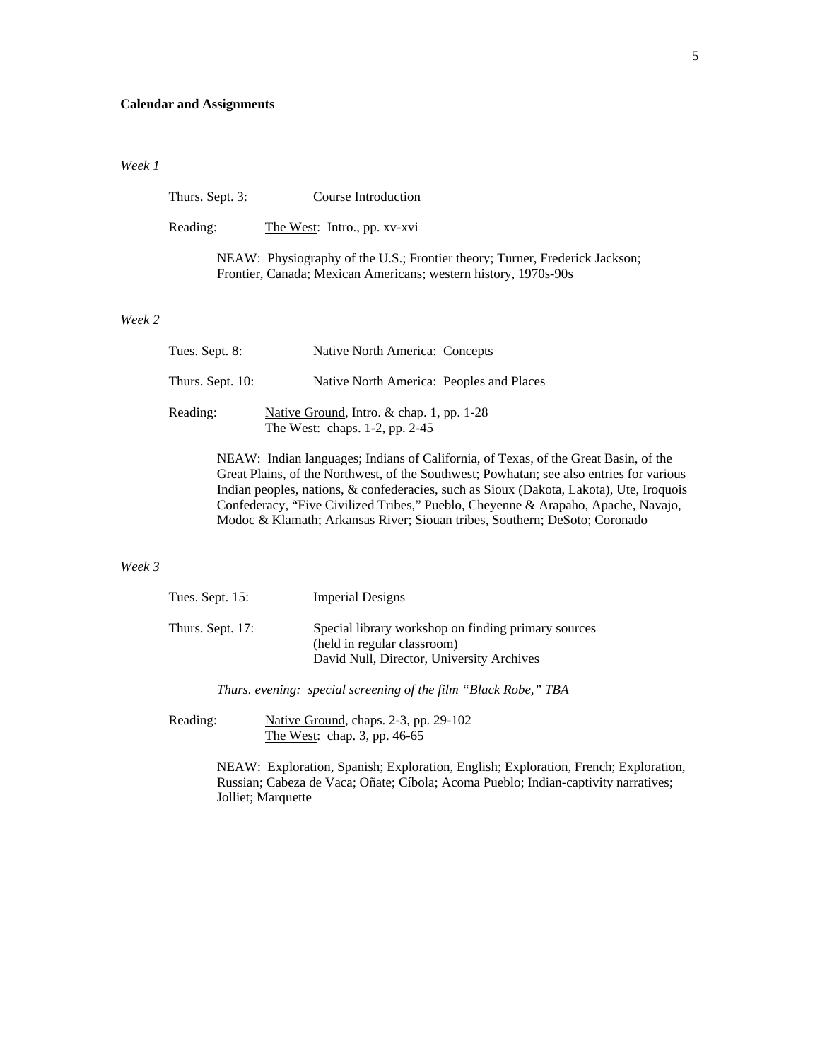**Calendar and Assignments**

*Week 1*

Thurs. Sept. 3: Course Introduction

Reading: The West: Intro., pp. xv-xvi

NEAW: Physiography of the U.S.; Frontier theory; Turner, Frederick Jackson; Frontier, Canada; Mexican Americans; western history, 1970s-90s

*Week 2*

Tues. Sept. 8: Native North America: Concepts

Thurs. Sept. 10: Native North America: Peoples and Places

Reading: Native Ground, Intro. & chap. 1, pp. 1-28
The West: chaps. 1-2, pp. 2-45

NEAW: Indian languages; Indians of California, of Texas, of the Great Basin, of the Great Plains, of the Northwest, of the Southwest; Powhatan; see also entries for various Indian peoples, nations, & confederacies, such as Sioux (Dakota, Lakota), Ute, Iroquois Confederacy, "Five Civilized Tribes," Pueblo, Cheyenne & Arapaho, Apache, Navajo, Modoc & Klamath; Arkansas River; Siouan tribes, Southern; DeSoto; Coronado

*Week 3*

Tues. Sept. 15: Imperial Designs

Thurs. Sept. 17: Special library workshop on finding primary sources (held in regular classroom)
David Null, Director, University Archives

*Thurs. evening: special screening of the film "Black Robe," TBA*

Reading: Native Ground, chaps. 2-3, pp. 29-102
The West: chap. 3, pp. 46-65

NEAW: Exploration, Spanish; Exploration, English; Exploration, French; Exploration, Russian; Cabeza de Vaca; Oñate; Cíbola; Acoma Pueblo; Indian-captivity narratives; Jolliet; Marquette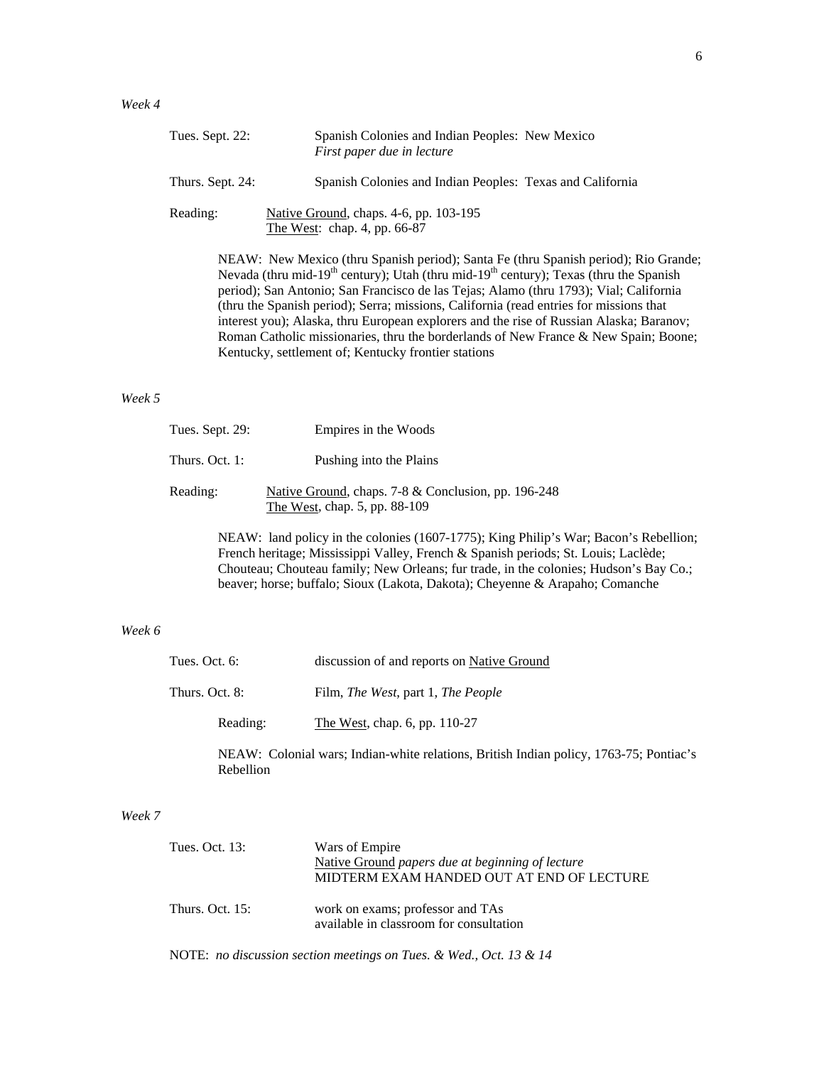*Week 4*

Tues. Sept. 22: Spanish Colonies and Indian Peoples: New Mexico
*First paper due in lecture*

Thurs. Sept. 24: Spanish Colonies and Indian Peoples: Texas and California

Reading: Native Ground, chaps. 4-6, pp. 103-195
The West: chap. 4, pp. 66-87

NEAW: New Mexico (thru Spanish period); Santa Fe (thru Spanish period); Rio Grande; Nevada (thru mid-19th century); Utah (thru mid-19th century); Texas (thru the Spanish period); San Antonio; San Francisco de las Tejas; Alamo (thru 1793); Vial; California (thru the Spanish period); Serra; missions, California (read entries for missions that interest you); Alaska, thru European explorers and the rise of Russian Alaska; Baranov; Roman Catholic missionaries, thru the borderlands of New France & New Spain; Boone; Kentucky, settlement of; Kentucky frontier stations

*Week 5*

Tues. Sept. 29: Empires in the Woods

Thurs. Oct. 1: Pushing into the Plains

Reading: Native Ground, chaps. 7-8 & Conclusion, pp. 196-248
The West, chap. 5, pp. 88-109

NEAW: land policy in the colonies (1607-1775); King Philip's War; Bacon's Rebellion; French heritage; Mississippi Valley, French & Spanish periods; St. Louis; Laclède; Chouteau; Chouteau family; New Orleans; fur trade, in the colonies; Hudson's Bay Co.; beaver; horse; buffalo; Sioux (Lakota, Dakota); Cheyenne & Arapaho; Comanche

*Week 6*

Tues. Oct. 6: discussion of and reports on Native Ground

Thurs. Oct. 8: Film, *The West*, part 1, *The People*

Reading: The West, chap. 6, pp. 110-27

NEAW: Colonial wars; Indian-white relations, British Indian policy, 1763-75; Pontiac's Rebellion

*Week 7*

Tues. Oct. 13: Wars of Empire
Native Ground *papers due at beginning of lecture*
MIDTERM EXAM HANDED OUT AT END OF LECTURE

Thurs. Oct. 15: work on exams; professor and TAs available in classroom for consultation

NOTE: *no discussion section meetings on Tues. & Wed., Oct. 13 & 14*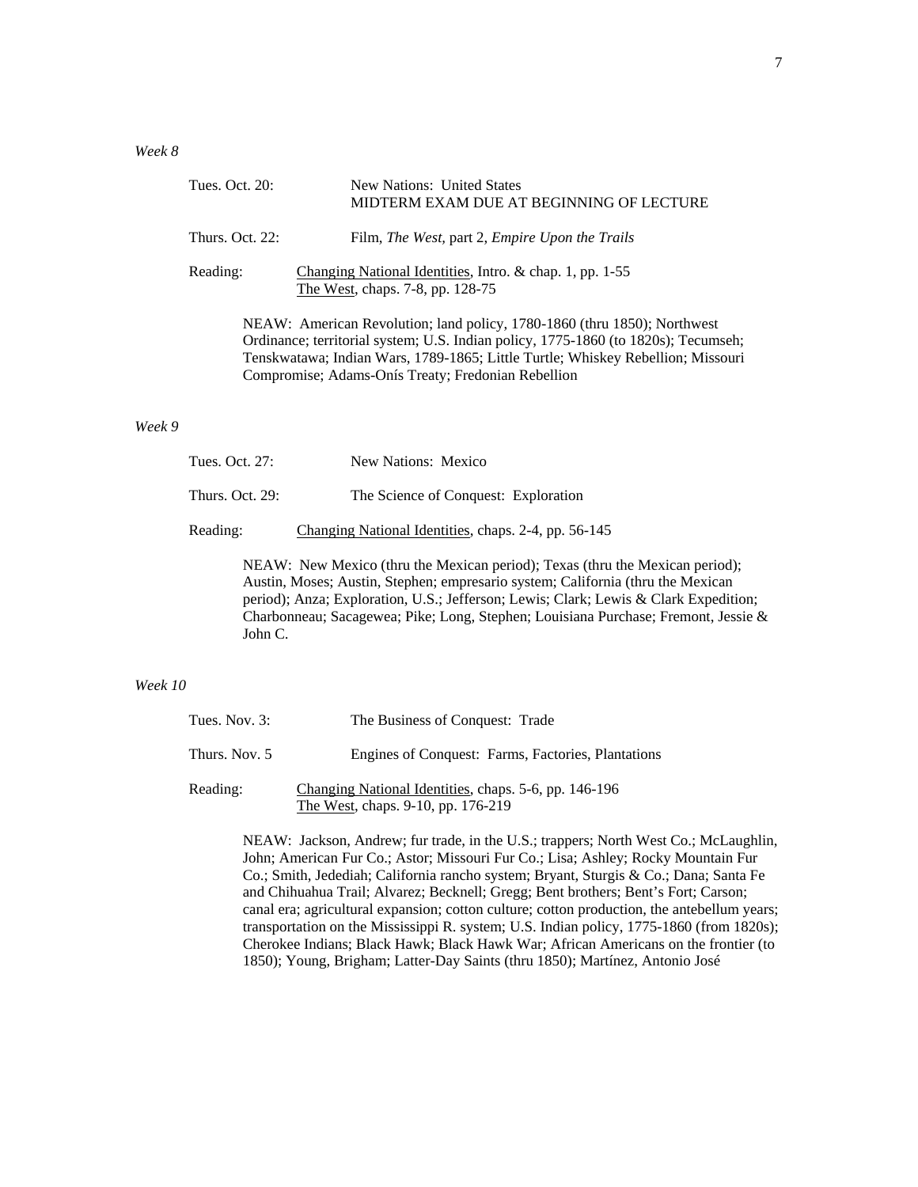*Week 8*

Tues. Oct. 20: New Nations: United States
MIDTERM EXAM DUE AT BEGINNING OF LECTURE

Thurs. Oct. 22: Film, *The West*, part 2, *Empire Upon the Trails*

Reading: <u>Changing National Identities</u>, Intro. & chap. 1, pp. 1-55
<u>The West</u>, chaps. 7-8, pp. 128-75

NEAW: American Revolution; land policy, 1780-1860 (thru 1850); Northwest Ordinance; territorial system; U.S. Indian policy, 1775-1860 (to 1820s); Tecumseh; Tenskwatawa; Indian Wars, 1789-1865; Little Turtle; Whiskey Rebellion; Missouri Compromise; Adams-Onís Treaty; Fredonian Rebellion

*Week 9*

Tues. Oct. 27: New Nations: Mexico

Thurs. Oct. 29: The Science of Conquest: Exploration

Reading: <u>Changing National Identities</u>, chaps. 2-4, pp. 56-145

NEAW: New Mexico (thru the Mexican period); Texas (thru the Mexican period); Austin, Moses; Austin, Stephen; empresario system; California (thru the Mexican period); Anza; Exploration, U.S.; Jefferson; Lewis; Clark; Lewis & Clark Expedition; Charbonneau; Sacagewea; Pike; Long, Stephen; Louisiana Purchase; Fremont, Jessie & John C.

*Week 10*

Tues. Nov. 3: The Business of Conquest: Trade

Thurs. Nov. 5 Engines of Conquest: Farms, Factories, Plantations

Reading: <u>Changing National Identities</u>, chaps. 5-6, pp. 146-196
<u>The West</u>, chaps. 9-10, pp. 176-219

NEAW: Jackson, Andrew; fur trade, in the U.S.; trappers; North West Co.; McLaughlin, John; American Fur Co.; Astor; Missouri Fur Co.; Lisa; Ashley; Rocky Mountain Fur Co.; Smith, Jedediah; California rancho system; Bryant, Sturgis & Co.; Dana; Santa Fe and Chihuahua Trail; Alvarez; Becknell; Gregg; Bent brothers; Bent's Fort; Carson; canal era; agricultural expansion; cotton culture; cotton production, the antebellum years; transportation on the Mississippi R. system; U.S. Indian policy, 1775-1860 (from 1820s); Cherokee Indians; Black Hawk; Black Hawk War; African Americans on the frontier (to 1850); Young, Brigham; Latter-Day Saints (thru 1850); Martínez, Antonio José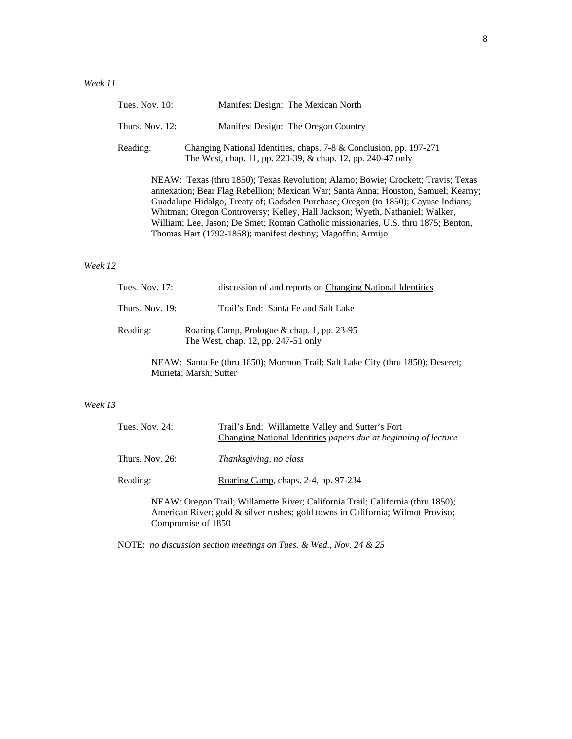*Week 11*

Tues. Nov. 10: Manifest Design: The Mexican North

Thurs. Nov. 12: Manifest Design: The Oregon Country

Reading: Changing National Identities, chaps. 7-8 & Conclusion, pp. 197-271
The West, chap. 11, pp. 220-39, & chap. 12, pp. 240-47 only

NEAW: Texas (thru 1850); Texas Revolution; Alamo; Bowie; Crockett; Travis; Texas annexation; Bear Flag Rebellion; Mexican War; Santa Anna; Houston, Samuel; Kearny; Guadalupe Hidalgo, Treaty of; Gadsden Purchase; Oregon (to 1850); Cayuse Indians; Whitman; Oregon Controversy; Kelley, Hall Jackson; Wyeth, Nathaniel; Walker, William; Lee, Jason; De Smet; Roman Catholic missionaries, U.S. thru 1875; Benton, Thomas Hart (1792-1858); manifest destiny; Magoffin; Armijo

*Week 12*

Tues. Nov. 17: discussion of and reports on Changing National Identities

Thurs. Nov. 19: Trail's End: Santa Fe and Salt Lake

Reading: Roaring Camp, Prologue & chap. 1, pp. 23-95
The West, chap. 12, pp. 247-51 only

NEAW: Santa Fe (thru 1850); Mormon Trail; Salt Lake City (thru 1850); Deseret; Murieta; Marsh; Sutter

*Week 13*

Tues. Nov. 24: Trail's End: Willamette Valley and Sutter's Fort
Changing National Identities *papers due at beginning of lecture*

Thurs. Nov. 26: *Thanksgiving, no class*

Reading: Roaring Camp, chaps. 2-4, pp. 97-234

NEAW: Oregon Trail; Willamette River; California Trail; California (thru 1850); American River; gold & silver rushes; gold towns in California; Wilmot Proviso; Compromise of 1850

NOTE: *no discussion section meetings on Tues. & Wed., Nov. 24 & 25*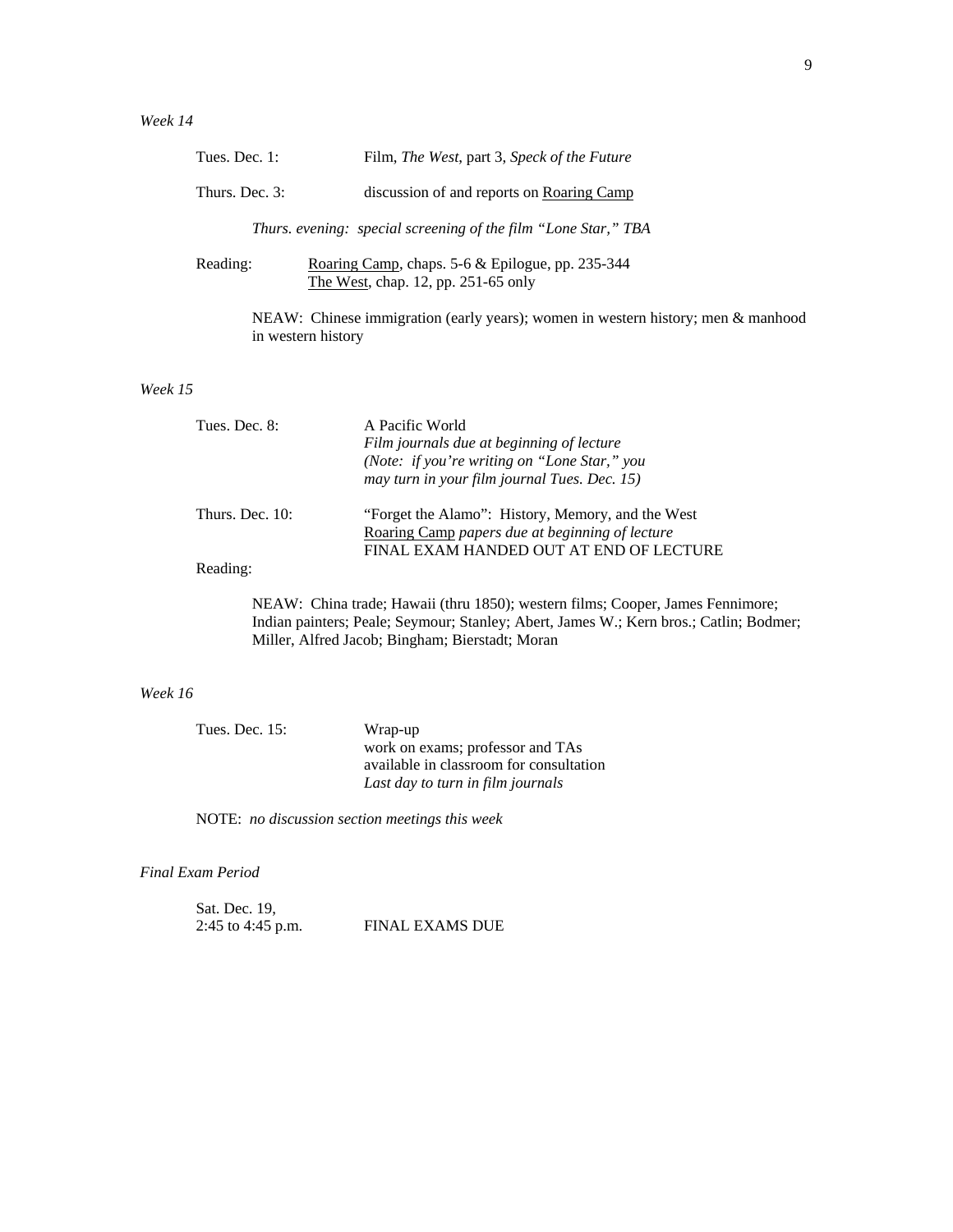*Week 14*

Tues. Dec. 1: Film, *The West*, part 3, *Speck of the Future*

Thurs. Dec. 3: discussion of and reports on Roaring Camp

*Thurs. evening: special screening of the film "Lone Star," TBA*

Reading: Roaring Camp, chaps. 5-6 & Epilogue, pp. 235-344
The West, chap. 12, pp. 251-65 only

NEAW: Chinese immigration (early years); women in western history; men & manhood in western history

*Week 15*

Tues. Dec. 8: A Pacific World
*Film journals due at beginning of lecture*
*(Note: if you're writing on "Lone Star," you may turn in your film journal Tues. Dec. 15)*

Thurs. Dec. 10: "Forget the Alamo": History, Memory, and the West
Roaring Camp *papers due at beginning of lecture*
FINAL EXAM HANDED OUT AT END OF LECTURE

Reading:

NEAW: China trade; Hawaii (thru 1850); western films; Cooper, James Fennimore; Indian painters; Peale; Seymour; Stanley; Abert, James W.; Kern bros.; Catlin; Bodmer; Miller, Alfred Jacob; Bingham; Bierstadt; Moran

*Week 16*

Tues. Dec. 15: Wrap-up
work on exams; professor and TAs available in classroom for consultation
*Last day to turn in film journals*

NOTE: *no discussion section meetings this week*

*Final Exam Period*

Sat. Dec. 19,
2:45 to 4:45 p.m. FINAL EXAMS DUE